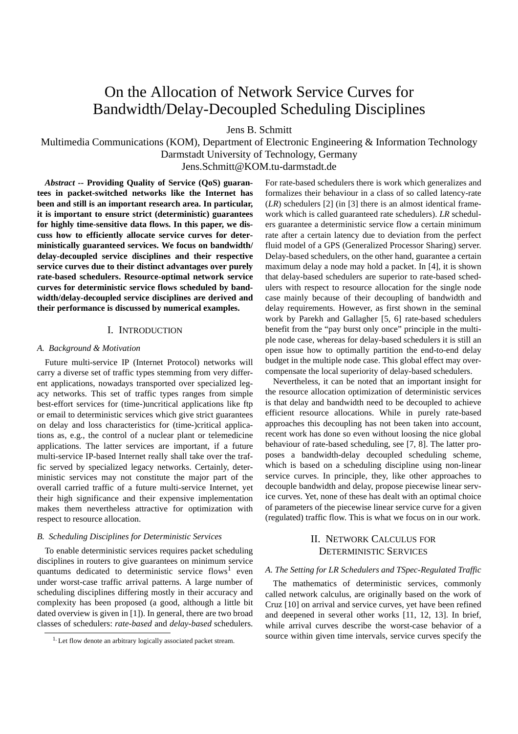# On the Allocation of Network Service Curves for Bandwidth/Delay-Decoupled Scheduling Disciplines

Jens B. Schmitt

Multimedia Communications (KOM), Department of Electronic Engineering & Information Technology
Darmstadt University of Technology, Germany
Jens.Schmitt@KOM.tu-darmstadt.de

***Abstract* -- Providing Quality of Service (QoS) guarantees in packet-switched networks like the Internet has been and still is an important research area. In particular, it is important to ensure strict (deterministic) guarantees for highly time-sensitive data flows. In this paper, we discuss how to efficiently allocate service curves for deterministically guaranteed services. We focus on bandwidth/delay-decoupled service disciplines and their respective service curves due to their distinct advantages over purely rate-based schedulers. Resource-optimal network service curves for deterministic service flows scheduled by bandwidth/delay-decoupled service disciplines are derived and their performance is discussed by numerical examples.**

## I. Introduction

### A. Background & Motivation

Future multi-service IP (Internet Protocol) networks will carry a diverse set of traffic types stemming from very different applications, nowadays transported over specialized legacy networks. This set of traffic types ranges from simple best-effort services for (time-)uncritical applications like ftp or email to deterministic services which give strict guarantees on delay and loss characteristics for (time-)critical applications as, e.g., the control of a nuclear plant or telemedicine applications. The latter services are important, if a future multi-service IP-based Internet really shall take over the traffic served by specialized legacy networks. Certainly, deterministic services may not constitute the major part of the overall carried traffic of a future multi-service Internet, yet their high significance and their expensive implementation makes them nevertheless attractive for optimization with respect to resource allocation.

### B. Scheduling Disciplines for Deterministic Services

To enable deterministic services requires packet scheduling disciplines in routers to give guarantees on minimum service quantums dedicated to deterministic service flows[1] even under worst-case traffic arrival patterns. A large number of scheduling disciplines differing mostly in their accuracy and complexity has been proposed (a good, although a little bit dated overview is given in [1]). In general, there are two broad classes of schedulers: *rate-based* and *delay-based* schedulers. For rate-based schedulers there is work which generalizes and formalizes their behaviour in a class of so called latency-rate (*LR*) schedulers [2] (in [3] there is an almost identical framework which is called guaranteed rate schedulers). *LR* schedulers guarantee a deterministic service flow a certain minimum rate after a certain latency due to deviation from the perfect fluid model of a GPS (Generalized Processor Sharing) server. Delay-based schedulers, on the other hand, guarantee a certain maximum delay a node may hold a packet. In [4], it is shown that delay-based schedulers are superior to rate-based schedulers with respect to resource allocation for the single node case mainly because of their decoupling of bandwidth and delay requirements. However, as first shown in the seminal work by Parekh and Gallagher [5, 6] rate-based schedulers benefit from the "pay burst only once" principle in the multiple node case, whereas for delay-based schedulers it is still an open issue how to optimally partition the end-to-end delay budget in the multiple node case. This global effect may overcompensate the local superiority of delay-based schedulers.

Nevertheless, it can be noted that an important insight for the resource allocation optimization of deterministic services is that delay and bandwidth need to be decoupled to achieve efficient resource allocations. While in purely rate-based approaches this decoupling has not been taken into account, recent work has done so even without loosing the nice global behaviour of rate-based scheduling, see [7, 8]. The latter proposes a bandwidth-delay decoupled scheduling scheme, which is based on a scheduling discipline using non-linear service curves. In principle, they, like other approaches to decouple bandwidth and delay, propose piecewise linear service curves. Yet, none of these has dealt with an optimal choice of parameters of the piecewise linear service curve for a given (regulated) traffic flow. This is what we focus on in our work.

## II. Network Calculus for Deterministic Services

### A. The Setting for LR Schedulers and TSpec-Regulated Traffic

The mathematics of deterministic services, commonly called network calculus, are originally based on the work of Cruz [10] on arrival and service curves, yet have been refined and deepened in several other works [11, 12, 13]. In brief, while arrival curves describe the worst-case behavior of a source within given time intervals, service curves specify the

[1] Let flow denote an arbitrary logically associated packet stream.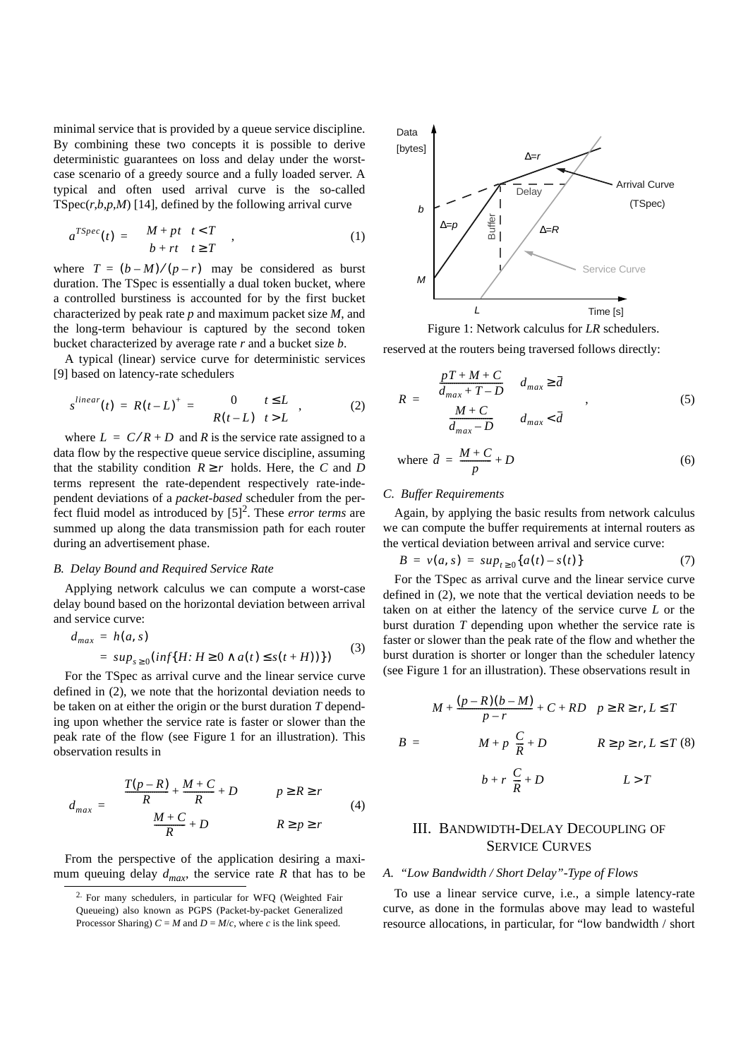minimal service that is provided by a queue service discipline. By combining these two concepts it is possible to derive deterministic guarantees on loss and delay under the worst-case scenario of a greedy source and a fully loaded server. A typical and often used arrival curve is the so-called TSpec($r$,$b$,$p$,$M$) [14], defined by the following arrival curve

$$a^{TSpec}(t) = \begin{cases} M + pt & t < T \\ b + rt & t \geq T \end{cases} , \tag{1}$$

where $T = (b - M)/(p - r)$ may be considered as burst duration. The TSpec is essentially a dual token bucket, where a controlled burstiness is accounted for by the first bucket characterized by peak rate $p$ and maximum packet size $M$, and the long-term behaviour is captured by the second token bucket characterized by average rate $r$ and a bucket size $b$.

A typical (linear) service curve for deterministic services [9] based on latency-rate schedulers

$$s^{linear}(t) = R(t - L)^{+} = \begin{cases} 0 & t \leq L \\ R(t - L) & t > L \end{cases} , \tag{2}$$

where $L = C/R + D$ and $R$ is the service rate assigned to a data flow by the respective queue service discipline, assuming that the stability condition $R \geq r$ holds. Here, the $C$ and $D$ terms represent the rate-dependent respectively rate-independent deviations of a *packet-based* scheduler from the perfect fluid model as introduced by [5][2]. These *error terms* are summed up along the data transmission path for each router during an advertisement phase.

### B. Delay Bound and Required Service Rate

Applying network calculus we can compute a worst-case delay bound based on the horizontal deviation between arrival and service curve:

$$\begin{aligned} d_{max} &= h(a, s) \\ &= sup_{s \geq 0}(inf\{H: H \geq 0 \wedge a(t) \leq s(t + H)\}) \end{aligned} \tag{3}$$

For the TSpec as arrival curve and the linear service curve defined in (2), we note that the horizontal deviation needs to be taken on at either the origin or the burst duration $T$ depending upon whether the service rate is faster or slower than the peak rate of the flow (see Figure 1 for an illustration). This observation results in

$$d_{max} = \begin{cases} \dfrac{T(p - R)}{R} + \dfrac{M + C}{R} + D & p \geq R \geq r \\ \dfrac{M + C}{R} + D & R \geq p \geq r \end{cases} \tag{4}$$

From the perspective of the application desiring a maximum queuing delay $d_{max}$, the service rate $R$ that has to be reserved at the routers being traversed follows directly:

Figure 1: Network calculus for *LR* schedulers.

$$R = \begin{cases} \dfrac{pT + M + C}{d_{max} + T - D} & d_{max} \geq \bar{d} \\ \dfrac{M + C}{d_{max} - D} & d_{max} < \bar{d} \end{cases} , \tag{5}$$

$$\text{where } \bar{d} = \frac{M + C}{p} + D \tag{6}$$

### C. Buffer Requirements

Again, by applying the basic results from network calculus we can compute the buffer requirements at internal routers as the vertical deviation between arrival and service curve:

$$B = v(a, s) = sup_{t \geq 0}\{a(t) - s(t)\} \tag{7}$$

For the TSpec as arrival curve and the linear service curve defined in (2), we note that the vertical deviation needs to be taken on at either the latency of the service curve $L$ or the burst duration $T$ depending upon whether the service rate is faster or slower than the peak rate of the flow and whether the burst duration is shorter or longer than the scheduler latency (see Figure 1 for an illustration). These observations result in

$$B = \begin{cases} M + \dfrac{(p - R)(b - M)}{p - r} + C + RD & p \geq R \geq r, L \leq T \\ M + p\left(\dfrac{C}{R} + D\right) & R \geq p \geq r, L \leq T \\ b + r\left(\dfrac{C}{R} + D\right) & L > T \end{cases} \tag{8}$$

## III. Bandwidth-Delay Decoupling of Service Curves

### A. "Low Bandwidth / Short Delay"-Type of Flows

To use a linear service curve, i.e., a simple latency-rate curve, as done in the formulas above may lead to wasteful resource allocations, in particular, for "low bandwidth / short

[2] For many schedulers, in particular for WFQ (Weighted Fair Queueing) also known as PGPS (Packet-by-packet Generalized Processor Sharing) $C = M$ and $D = M/c$, where $c$ is the link speed.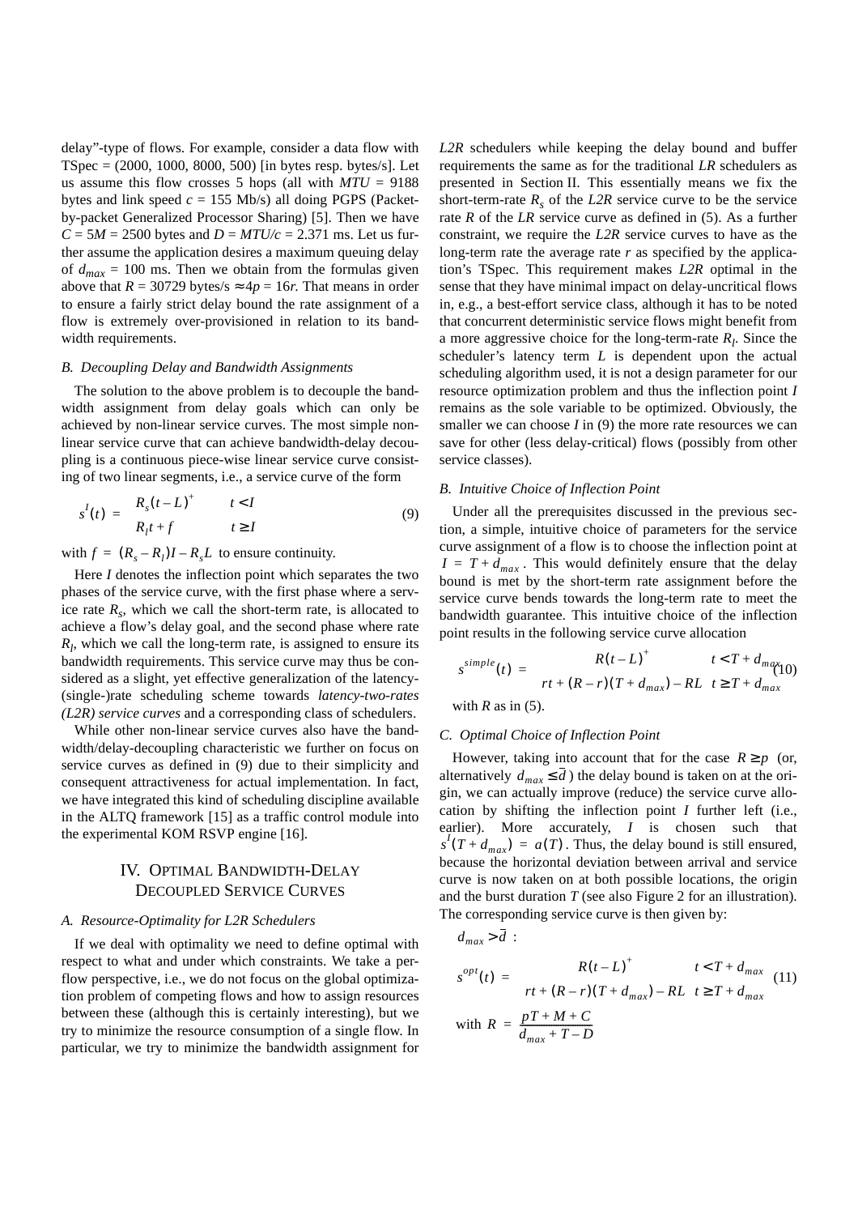delay"-type of flows. For example, consider a data flow with TSpec = (2000, 1000, 8000, 500) [in bytes resp. bytes/s]. Let us assume this flow crosses 5 hops (all with $MTU$ = 9188 bytes and link speed $c$ = 155 Mb/s) all doing PGPS (Packet-by-packet Generalized Processor Sharing) [5]. Then we have $C = 5M = 2500$ bytes and $D = MTU/c = 2.371$ ms. Let us further assume the application desires a maximum queuing delay of $d_{max} = 100$ ms. Then we obtain from the formulas given above that $R = 30729$ bytes/s $\approx 4p = 16r$. That means in order to ensure a fairly strict delay bound the rate assignment of a flow is extremely over-provisioned in relation to its bandwidth requirements.

### B. Decoupling Delay and Bandwidth Assignments

The solution to the above problem is to decouple the bandwidth assignment from delay goals which can only be achieved by non-linear service curves. The most simple non-linear service curve that can achieve bandwidth-delay decoupling is a continuous piece-wise linear service curve consisting of two linear segments, i.e., a service curve of the form

$$s^I(t) = \begin{cases} R_s(t-L)^+ & t < I \\ R_l t + f & t \geq I \end{cases} \tag{9}$$

with $f = (R_s - R_l)I - R_s L$ to ensure continuity.

Here $I$ denotes the inflection point which separates the two phases of the service curve, with the first phase where a service rate $R_s$, which we call the short-term rate, is allocated to achieve a flow's delay goal, and the second phase where rate $R_l$, which we call the long-term rate, is assigned to ensure its bandwidth requirements. This service curve may thus be considered as a slight, yet effective generalization of the latency-(single-)rate scheduling scheme towards *latency-two-rates (L2R) service curves* and a corresponding class of schedulers.

While other non-linear service curves also have the bandwidth/delay-decoupling characteristic we further on focus on service curves as defined in (9) due to their simplicity and consequent attractiveness for actual implementation. In fact, we have integrated this kind of scheduling discipline available in the ALTQ framework [15] as a traffic control module into the experimental KOM RSVP engine [16].

## IV. Optimal Bandwidth-Delay Decoupled Service Curves

### A. Resource-Optimality for L2R Schedulers

If we deal with optimality we need to define optimal with respect to what and under which constraints. We take a per-flow perspective, i.e., we do not focus on the global optimization problem of competing flows and how to assign resources between these (although this is certainly interesting), but we try to minimize the resource consumption of a single flow. In particular, we try to minimize the bandwidth assignment for *L2R* schedulers while keeping the delay bound and buffer requirements the same as for the traditional *LR* schedulers as presented in Section II. This essentially means we fix the short-term-rate $R_s$ of the *L2R* service curve to be the service rate $R$ of the *LR* service curve as defined in (5). As a further constraint, we require the *L2R* service curves to have as the long-term rate the average rate $r$ as specified by the application's TSpec. This requirement makes *L2R* optimal in the sense that they have minimal impact on delay-uncritical flows in, e.g., a best-effort service class, although it has to be noted that concurrent deterministic service flows might benefit from a more aggressive choice for the long-term-rate $R_l$. Since the scheduler's latency term $L$ is dependent upon the actual scheduling algorithm used, it is not a design parameter for our resource optimization problem and thus the inflection point $I$ remains as the sole variable to be optimized. Obviously, the smaller we can choose $I$ in (9) the more rate resources we can save for other (less delay-critical) flows (possibly from other service classes).

### B. Intuitive Choice of Inflection Point

Under all the prerequisites discussed in the previous section, a simple, intuitive choice of parameters for the service curve assignment of a flow is to choose the inflection point at $I = T + d_{max}$. This would definitely ensure that the delay bound is met by the short-term rate assignment before the service curve bends towards the long-term rate to meet the bandwidth guarantee. This intuitive choice of the inflection point results in the following service curve allocation

$$s^{simple}(t) = \begin{cases} R(t-L)^+ & t < T + d_{max} \\ rt + (R-r)(T+d_{max}) - RL & t \geq T + d_{max} \end{cases} \tag{10}$$

with $R$ as in (5).

### C. Optimal Choice of Inflection Point

However, taking into account that for the case $R \geq p$ (or, alternatively $d_{max} \leq \bar{d}$) the delay bound is taken on at the origin, we can actually improve (reduce) the service curve allocation by shifting the inflection point $I$ further left (i.e., earlier). More accurately, $I$ is chosen such that $s^I(T + d_{max}) = a(T)$. Thus, the delay bound is still ensured, because the horizontal deviation between arrival and service curve is now taken on at both possible locations, the origin and the burst duration $T$ (see also Figure 2 for an illustration). The corresponding service curve is then given by:

$d_{max} > \bar{d}$ :

$$s^{opt}(t) = \begin{cases} R(t-L)^+ & t < T + d_{max} \\ rt + (R-r)(T+d_{max}) - RL & t \geq T + d_{max} \end{cases} \tag{11}$$

with $R = \dfrac{pT + M + C}{d_{max} + T - D}$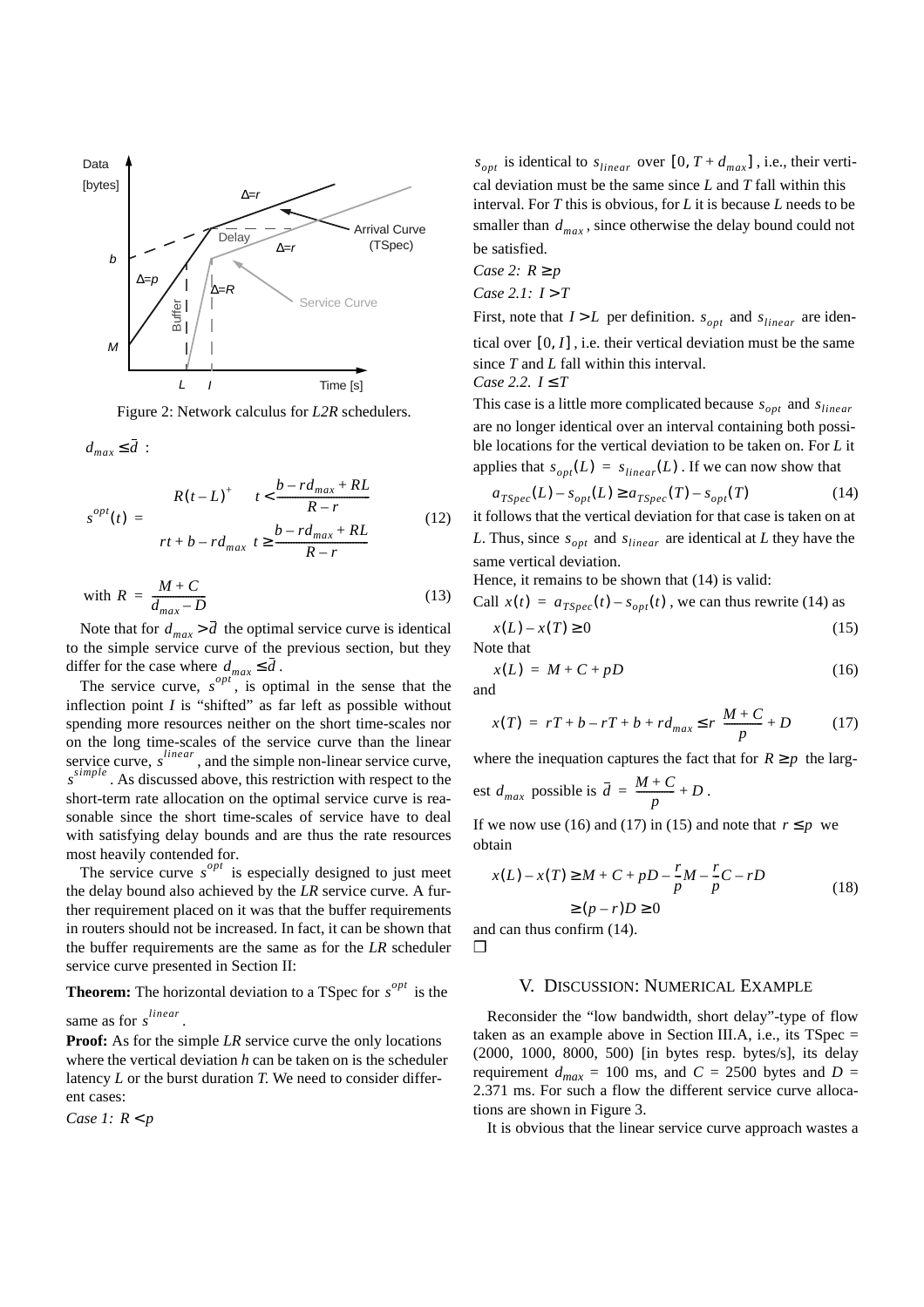Figure 2: Network calculus for *L2R* schedulers.

$d_{max} \le \bar{d}$ :

$$s^{opt}(t) = \begin{cases} R(t-L)^+ & t < \dfrac{b - rd_{max} + RL}{R-r} \\ rt + b - rd_{max} & t \ge \dfrac{b - rd_{max} + RL}{R-r} \end{cases} \tag{12}$$

$$\text{with } R = \frac{M+C}{d_{max} - D} \tag{13}$$

Note that for $d_{max} > \bar{d}$ the optimal service curve is identical to the simple service curve of the previous section, but they differ for the case where $d_{max} \le \bar{d}$.

The service curve, $s^{opt}$, is optimal in the sense that the inflection point $I$ is "shifted" as far left as possible without spending more resources neither on the short time-scales nor on the long time-scales of the service curve than the linear service curve, $s^{linear}$, and the simple non-linear service curve, $s^{simple}$. As discussed above, this restriction with respect to the short-term rate allocation on the optimal service curve is reasonable since the short time-scales of service have to deal with satisfying delay bounds and are thus the rate resources most heavily contended for.

The service curve $s^{opt}$ is especially designed to just meet the delay bound also achieved by the *LR* service curve. A further requirement placed on it was that the buffer requirements in routers should not be increased. In fact, it can be shown that the buffer requirements are the same as for the *LR* scheduler service curve presented in Section II:

**Theorem:** The horizontal deviation to a TSpec for $s^{opt}$ is the same as for $s^{linear}$.

**Proof:** As for the simple *LR* service curve the only locations where the vertical deviation $h$ can be taken on is the scheduler latency $L$ or the burst duration $T$. We need to consider different cases:

*Case 1: $R < p$*

$s_{opt}$ is identical to $s_{linear}$ over $[0, T + d_{max}]$, i.e., their vertical deviation must be the same since $L$ and $T$ fall within this interval. For $T$ this is obvious, for $L$ it is because $L$ needs to be smaller than $d_{max}$, since otherwise the delay bound could not be satisfied.

*Case 2: $R \ge p$*

*Case 2.1: $I > T$*

First, note that $I > L$ per definition. $s_{opt}$ and $s_{linear}$ are identical over $[0, I]$, i.e. their vertical deviation must be the same since $T$ and $L$ fall within this interval.

*Case 2.2. $I \le T$*

This case is a little more complicated because $s_{opt}$ and $s_{linear}$ are no longer identical over an interval containing both possible locations for the vertical deviation to be taken on. For $L$ it applies that $s_{opt}(L) = s_{linear}(L)$. If we can now show that

$$a_{TSpec}(L) - s_{opt}(L) \ge a_{TSpec}(T) - s_{opt}(T) \tag{14}$$

it follows that the vertical deviation for that case is taken on at $L$. Thus, since $s_{opt}$ and $s_{linear}$ are identical at $L$ they have the same vertical deviation.

Hence, it remains to be shown that (14) is valid:

Call $x(t) = a_{TSpec}(t) - s_{opt}(t)$, we can thus rewrite (14) as

$$x(L) - x(T) \ge 0 \tag{15}$$

Note that

$$x(L) = M + C + pD \tag{16}$$

and

$$x(T) = rT + b - rT + b + rd_{max} \le r\left(\frac{M+C}{p} + D\right) \tag{17}$$

where the inequation captures the fact that for $R \ge p$ the largest $d_{max}$ possible is $\bar{d} = \frac{M+C}{p} + D$.

If we now use (16) and (17) in (15) and note that $r \le p$ we obtain

$$\begin{aligned} x(L) - x(T) &\ge M + C + pD - \frac{r}{p}M - \frac{r}{p}C - rD \\ &\ge (p-r)D \ge 0 \end{aligned} \tag{18}$$

and can thus confirm (14).

❒

## V. Discussion: Numerical Example

Reconsider the "low bandwidth, short delay"-type of flow taken as an example above in Section III.A, i.e., its TSpec = (2000, 1000, 8000, 500) [in bytes resp. bytes/s], its delay requirement $d_{max}$ = 100 ms, and $C$ = 2500 bytes and $D$ = 2.371 ms. For such a flow the different service curve allocations are shown in Figure 3.

It is obvious that the linear service curve approach wastes a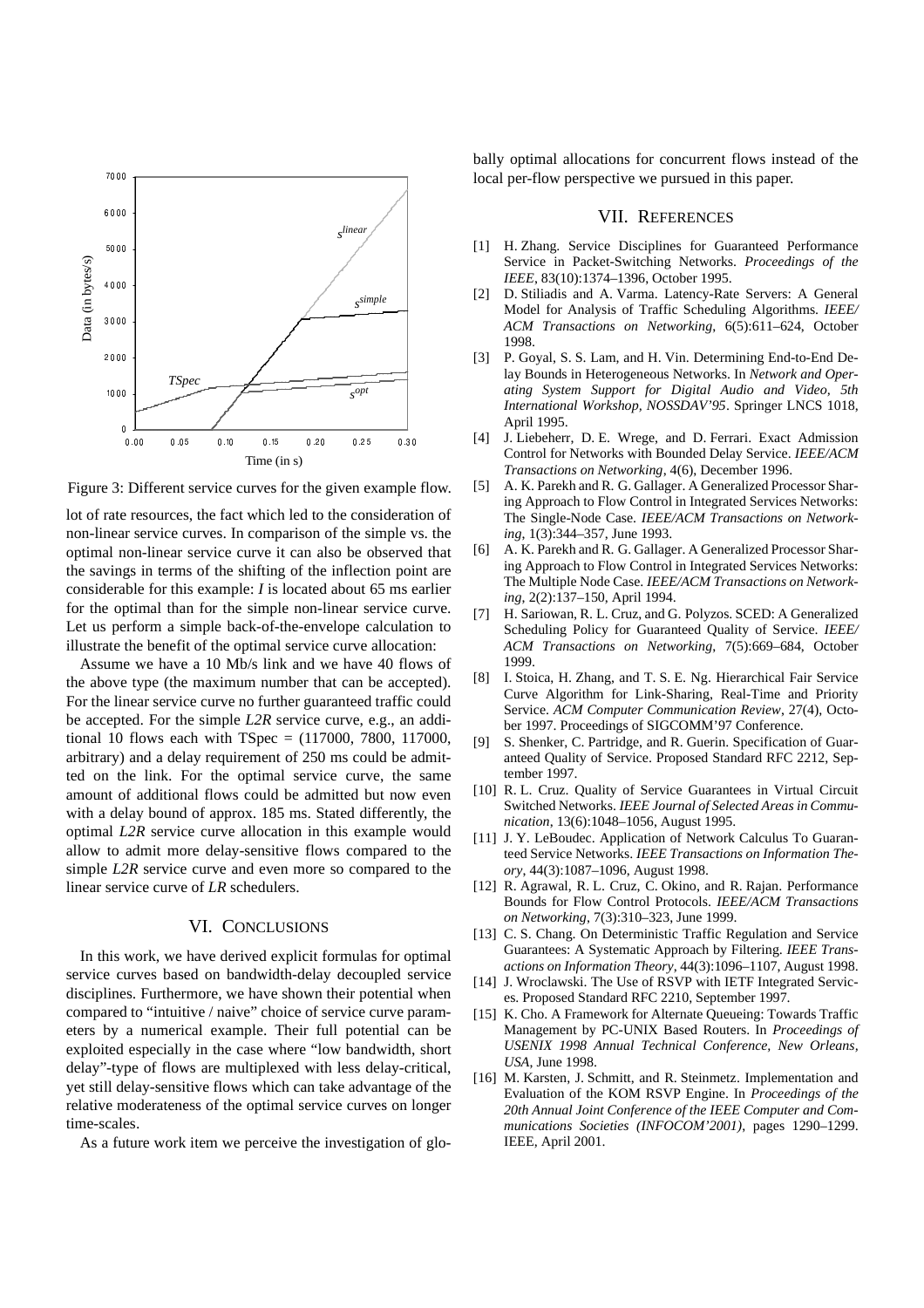7000

6000

5000

4000

3000

2000

1000

0

0.00 0.05 0.10 0.15 0.20 0.25 0.30

Data (in bytes/s)

Time (in s)

$s^{linear}$

$s^{simple}$

TSpec

$s^{opt}$

Figure 3: Different service curves for the given example flow.

lot of rate resources, the fact which led to the consideration of non-linear service curves. In comparison of the simple vs. the optimal non-linear service curve it can also be observed that the savings in terms of the shifting of the inflection point are considerable for this example: *I* is located about 65 ms earlier for the optimal than for the simple non-linear service curve. Let us perform a simple back-of-the-envelope calculation to illustrate the benefit of the optimal service curve allocation:

Assume we have a 10 Mb/s link and we have 40 flows of the above type (the maximum number that can be accepted). For the linear service curve no further guaranteed traffic could be accepted. For the simple *L2R* service curve, e.g., an additional 10 flows each with TSpec = (117000, 7800, 117000, arbitrary) and a delay requirement of 250 ms could be admitted on the link. For the optimal service curve, the same amount of additional flows could be admitted but now even with a delay bound of approx. 185 ms. Stated differently, the optimal *L2R* service curve allocation in this example would allow to admit more delay-sensitive flows compared to the simple *L2R* service curve and even more so compared to the linear service curve of *LR* schedulers.

## VI. Conclusions

In this work, we have derived explicit formulas for optimal service curves based on bandwidth-delay decoupled service disciplines. Furthermore, we have shown their potential when compared to "intuitive / naive" choice of service curve parameters by a numerical example. Their full potential can be exploited especially in the case where "low bandwidth, short delay"-type of flows are multiplexed with less delay-critical, yet still delay-sensitive flows which can take advantage of the relative moderateness of the optimal service curves on longer time-scales.

As a future work item we perceive the investigation of globally optimal allocations for concurrent flows instead of the local per-flow perspective we pursued in this paper.

## VII. References

[1] H. Zhang. Service Disciplines for Guaranteed Performance Service in Packet-Switching Networks. *Proceedings of the IEEE*, 83(10):1374–1396, October 1995.

[2] D. Stiliadis and A. Varma. Latency-Rate Servers: A General Model for Analysis of Traffic Scheduling Algorithms. *IEEE/ACM Transactions on Networking*, 6(5):611–624, October 1998.

[3] P. Goyal, S. S. Lam, and H. Vin. Determining End-to-End Delay Bounds in Heterogeneous Networks. In *Network and Operating System Support for Digital Audio and Video, 5th International Workshop, NOSSDAV'95*. Springer LNCS 1018, April 1995.

[4] J. Liebeherr, D. E. Wrege, and D. Ferrari. Exact Admission Control for Networks with Bounded Delay Service. *IEEE/ACM Transactions on Networking*, 4(6), December 1996.

[5] A. K. Parekh and R. G. Gallager. A Generalized Processor Sharing Approach to Flow Control in Integrated Services Networks: The Single-Node Case. *IEEE/ACM Transactions on Networking*, 1(3):344–357, June 1993.

[6] A. K. Parekh and R. G. Gallager. A Generalized Processor Sharing Approach to Flow Control in Integrated Services Networks: The Multiple Node Case. *IEEE/ACM Transactions on Networking*, 2(2):137–150, April 1994.

[7] H. Sariowan, R. L. Cruz, and G. Polyzos. SCED: A Generalized Scheduling Policy for Guaranteed Quality of Service. *IEEE/ACM Transactions on Networking*, 7(5):669–684, October 1999.

[8] I. Stoica, H. Zhang, and T. S. E. Ng. Hierarchical Fair Service Curve Algorithm for Link-Sharing, Real-Time and Priority Service. *ACM Computer Communication Review*, 27(4), October 1997. Proceedings of SIGCOMM'97 Conference.

[9] S. Shenker, C. Partridge, and R. Guerin. Specification of Guaranteed Quality of Service. Proposed Standard RFC 2212, September 1997.

[10] R. L. Cruz. Quality of Service Guarantees in Virtual Circuit Switched Networks. *IEEE Journal of Selected Areas in Communication*, 13(6):1048–1056, August 1995.

[11] J. Y. LeBoudec. Application of Network Calculus To Guaranteed Service Networks. *IEEE Transactions on Information Theory*, 44(3):1087–1096, August 1998.

[12] R. Agrawal, R. L. Cruz, C. Okino, and R. Rajan. Performance Bounds for Flow Control Protocols. *IEEE/ACM Transactions on Networking*, 7(3):310–323, June 1999.

[13] C. S. Chang. On Deterministic Traffic Regulation and Service Guarantees: A Systematic Approach by Filtering. *IEEE Transactions on Information Theory*, 44(3):1096–1107, August 1998.

[14] J. Wroclawski. The Use of RSVP with IETF Integrated Services. Proposed Standard RFC 2210, September 1997.

[15] K. Cho. A Framework for Alternate Queueing: Towards Traffic Management by PC-UNIX Based Routers. In *Proceedings of USENIX 1998 Annual Technical Conference, New Orleans, USA*, June 1998.

[16] M. Karsten, J. Schmitt, and R. Steinmetz. Implementation and Evaluation of the KOM RSVP Engine. In *Proceedings of the 20th Annual Joint Conference of the IEEE Computer and Communications Societies (INFOCOM'2001)*, pages 1290–1299. IEEE, April 2001.